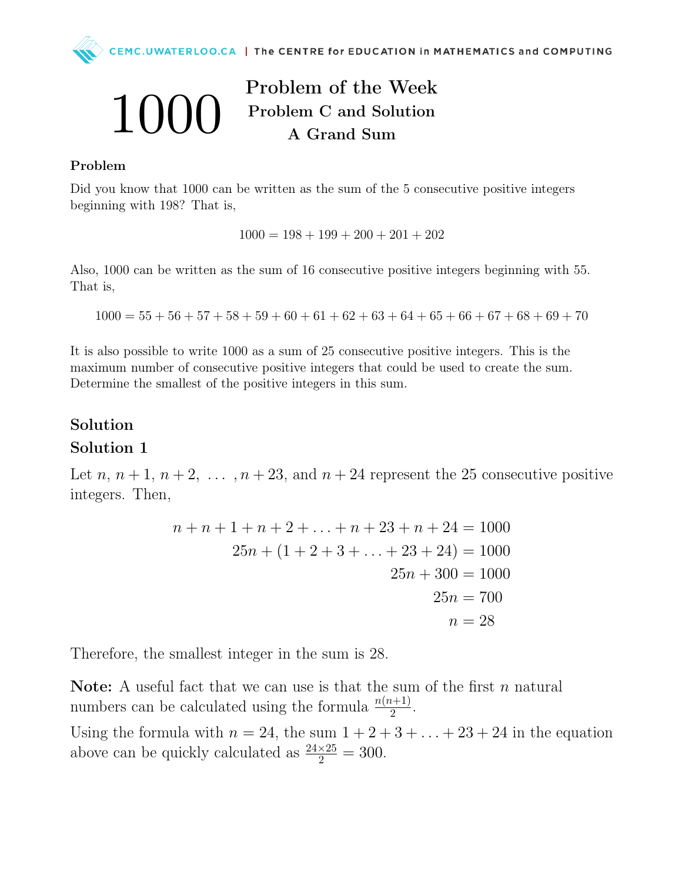# 1000 Problem of the Week

## Problem C and Solution

## A Grand Sum

### Problem

Did you know that 1000 can be written as the sum of the 5 consecutive positive integers beginning with 198? That is,

$$1000 = 198 + 199 + 200 + 201 + 202$$

Also, 1000 can be written as the sum of 16 consecutive positive integers beginning with 55. That is,

$$1000 = 55 + 56 + 57 + 58 + 59 + 60 + 61 + 62 + 63 + 64 + 65 + 66 + 67 + 68 + 69 + 70$$

It is also possible to write 1000 as a sum of 25 consecutive positive integers. This is the maximum number of consecutive positive integers that could be used to create the sum. Determine the smallest of the positive integers in this sum.

## Solution

### Solution 1

Let $n$, $n+1$, $n+2$, $\ldots$ , $n+23$, and $n+24$ represent the 25 consecutive positive integers. Then,

$$\begin{aligned}
n + n + 1 + n + 2 + \ldots + n + 23 + n + 24 &= 1000 \\
25n + (1 + 2 + 3 + \ldots + 23 + 24) &= 1000 \\
25n + 300 &= 1000 \\
25n &= 700 \\
n &= 28
\end{aligned}$$

Therefore, the smallest integer in the sum is 28.

**Note:** A useful fact that we can use is that the sum of the first $n$ natural numbers can be calculated using the formula $\frac{n(n+1)}{2}$.

Using the formula with $n = 24$, the sum $1 + 2 + 3 + \ldots + 23 + 24$ in the equation above can be quickly calculated as $\frac{24 \times 25}{2} = 300$.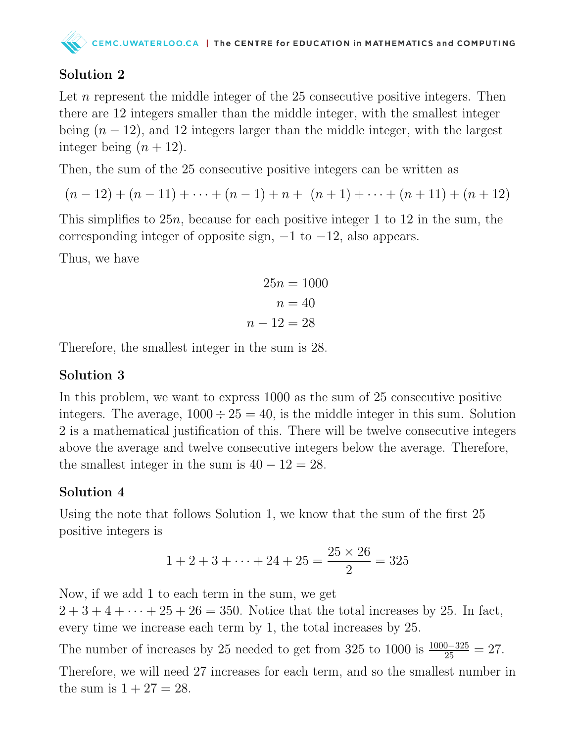**Solution 2**

Let $n$ represent the middle integer of the 25 consecutive positive integers. Then there are 12 integers smaller than the middle integer, with the smallest integer being $(n-12)$, and 12 integers larger than the middle integer, with the largest integer being $(n+12)$.

Then, the sum of the 25 consecutive positive integers can be written as

$$(n-12)+(n-11)+\cdots+(n-1)+n+\ (n+1)+\cdots+(n+11)+(n+12)$$

This simplifies to $25n$, because for each positive integer 1 to 12 in the sum, the corresponding integer of opposite sign, $-1$ to $-12$, also appears.

Thus, we have

$$\begin{aligned} 25n &= 1000 \\ n &= 40 \\ n-12 &= 28 \end{aligned}$$

Therefore, the smallest integer in the sum is 28.

**Solution 3**

In this problem, we want to express 1000 as the sum of 25 consecutive positive integers. The average, $1000 \div 25 = 40$, is the middle integer in this sum. Solution 2 is a mathematical justification of this. There will be twelve consecutive integers above the average and twelve consecutive integers below the average. Therefore, the smallest integer in the sum is $40-12=28$.

**Solution 4**

Using the note that follows Solution 1, we know that the sum of the first 25 positive integers is

$$1+2+3+\cdots+24+25=\frac{25\times 26}{2}=325$$

Now, if we add 1 to each term in the sum, we get
$2+3+4+\cdots+25+26=350$. Notice that the total increases by 25. In fact, every time we increase each term by 1, the total increases by 25.

The number of increases by 25 needed to get from 325 to 1000 is $\frac{1000-325}{25}=27$.

Therefore, we will need 27 increases for each term, and so the smallest number in the sum is $1+27=28$.